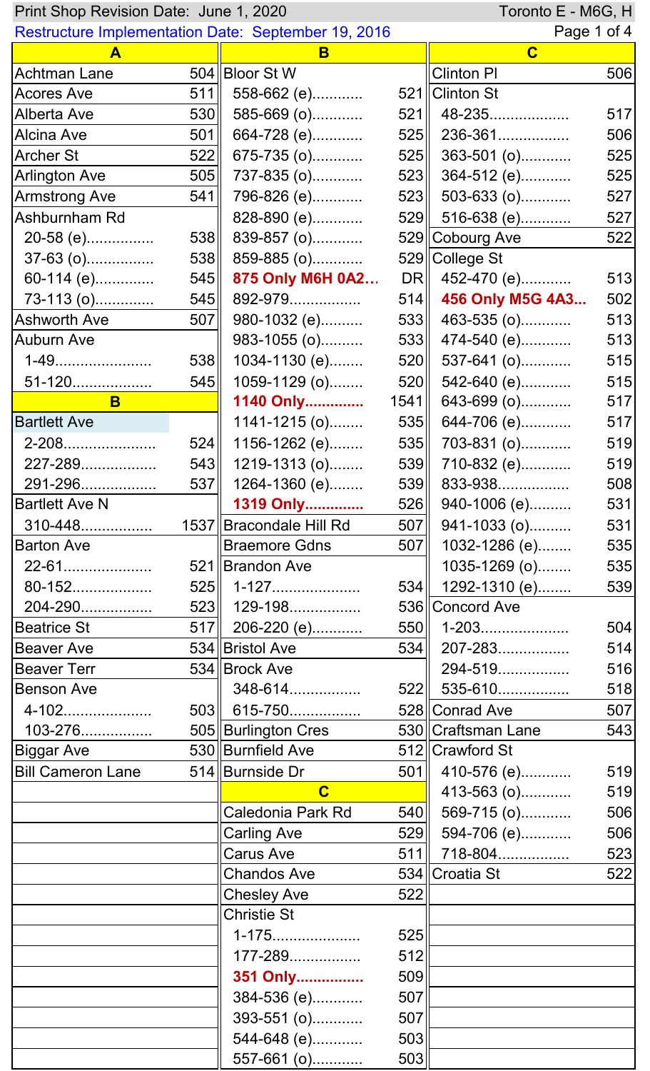Print Shop Revision Date: June 1, 2020

Toronto E - M6G, H

Restructure Implementation Date: September 19, 2016

## A

| Street | Route |
|---|---|
| Achtman Lane | 504 |
| Acores Ave | 511 |
| Alberta Ave | 530 |
| Alcina Ave | 501 |
| Archer St | 522 |
| Arlington Ave | 505 |
| Armstrong Ave | 541 |
| **Ashburnham Rd** | |
| 20-58 (e) | 538 |
| 37-63 (o) | 538 |
| 60-114 (e) | 545 |
| 73-113 (o) | 545 |
| Ashworth Ave | 507 |
| **Auburn Ave** | |
| 1-49 | 538 |
| 51-120 | 545 |

## B

| Street | Route |
|---|---|
| **Bartlett Ave** | |
| 2-208 | 524 |
| 227-289 | 543 |
| 291-296 | 537 |
| **Bartlett Ave N** | |
| 310-448 | 1537 |
| **Barton Ave** | |
| 22-61 | 521 |
| 80-152 | 525 |
| 204-290 | 523 |
| Beatrice St | 517 |
| Beaver Ave | 534 |
| Beaver Terr | 534 |
| **Benson Ave** | |
| 4-102 | 503 |
| 103-276 | 505 |
| Biggar Ave | 530 |
| Bill Cameron Lane | 514 |
| **Bloor St W** | |
| 558-662 (e) | 521 |
| 585-669 (o) | 521 |
| 664-728 (e) | 525 |
| 675-735 (o) | 525 |
| 737-835 (o) | 523 |
| 796-826 (e) | 523 |
| 828-890 (e) | 529 |
| 839-857 (o) | 529 |
| 859-885 (o) | 529 |
| **875 Only M6H 0A2...** | DR |
| 892-979 | 514 |
| 980-1032 (e) | 533 |
| 983-1055 (o) | 533 |
| 1034-1130 (e) | 520 |
| 1059-1129 (o) | 520 |
| **1140 Only** | 1541 |
| 1141-1215 (o) | 535 |
| 1156-1262 (e) | 535 |
| 1219-1313 (o) | 539 |
| 1264-1360 (e) | 539 |
| **1319 Only** | 526 |
| Bracondale Hill Rd | 507 |
| Braemore Gdns | 507 |
| **Brandon Ave** | |
| 1-127 | 534 |
| 129-198 | 536 |
| 206-220 (e) | 550 |
| Bristol Ave | 534 |
| **Brock Ave** | |
| 348-614 | 522 |
| 615-750 | 528 |
| Burlington Cres | 530 |
| Burnfield Ave | 512 |
| Burnside Dr | 501 |

## C

| Street | Route |
|---|---|
| Caledonia Park Rd | 540 |
| Carling Ave | 529 |
| Carus Ave | 511 |
| Chandos Ave | 534 |
| Chesley Ave | 522 |
| **Christie St** | |
| 1-175 | 525 |
| 177-289 | 512 |
| **351 Only** | 509 |
| 384-536 (e) | 507 |
| 393-551 (o) | 507 |
| 544-648 (e) | 503 |
| 557-661 (o) | 503 |
| Clinton Pl | 506 |
| **Clinton St** | |
| 48-235 | 517 |
| 236-361 | 506 |
| 363-501 (o) | 525 |
| 364-512 (e) | 525 |
| 503-633 (o) | 527 |
| 516-638 (e) | 527 |
| Cobourg Ave | 522 |
| **College St** | |
| 452-470 (e) | 513 |
| **456 Only M5G 4A3...** | 502 |
| 463-535 (o) | 513 |
| 474-540 (e) | 513 |
| 537-641 (o) | 515 |
| 542-640 (e) | 515 |
| 643-699 (o) | 517 |
| 644-706 (e) | 517 |
| 703-831 (o) | 519 |
| 710-832 (e) | 519 |
| 833-938 | 508 |
| 940-1006 (e) | 531 |
| 941-1033 (o) | 531 |
| 1032-1286 (e) | 535 |
| 1035-1269 (o) | 535 |
| 1292-1310 (e) | 539 |
| **Concord Ave** | |
| 1-203 | 504 |
| 207-283 | 514 |
| 294-519 | 516 |
| 535-610 | 518 |
| Conrad Ave | 507 |
| Craftsman Lane | 543 |
| **Crawford St** | |
| 410-576 (e) | 519 |
| 413-563 (o) | 519 |
| 569-715 (o) | 506 |
| 594-706 (e) | 506 |
| 718-804 | 523 |
| Croatia St | 522 |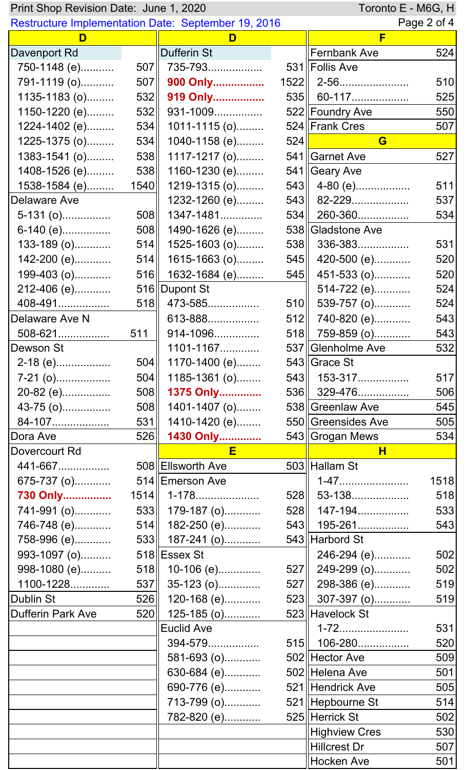Print Shop Revision Date: June 1, 2020 — Toronto E - M6G, H

Restructure Implementation Date: September 19, 2016

## D

**Davenport Rd**

| Range | Route |
|---|---|
| 750-1148 (e) | 507 |
| 791-1119 (o) | 507 |
| 1135-1183 (o) | 532 |
| 1150-1220 (e) | 532 |
| 1224-1402 (e) | 534 |
| 1225-1375 (o) | 534 |
| 1383-1541 (o) | 538 |
| 1408-1526 (e) | 538 |
| 1538-1584 (e) | 1540 |

**Delaware Ave**

| Range | Route |
|---|---|
| 5-131 (o) | 508 |
| 6-140 (e) | 508 |
| 133-189 (o) | 514 |
| 142-200 (e) | 514 |
| 199-403 (o) | 516 |
| 212-406 (e) | 516 |
| 408-491 | 518 |

**Delaware Ave N**

| Range | Route |
|---|---|
| 508-621 | 511 |

**Dewson St**

| Range | Route |
|---|---|
| 2-18 (e) | 504 |
| 7-21 (o) | 504 |
| 20-82 (e) | 508 |
| 43-75 (o) | 508 |
| 84-107 | 531 |

| Street | Route |
|---|---|
| Dora Ave | 526 |

**Dovercourt Rd**

| Range | Route |
|---|---|
| 441-667 | 508 |
| 675-737 (o) | 514 |
| **730 Only** | 1514 |
| 741-991 (o) | 533 |
| 746-748 (e) | 514 |
| 758-996 (e) | 533 |
| 993-1097 (o) | 518 |
| 998-1080 (e) | 518 |
| 1100-1228 | 537 |

| Street | Route |
|---|---|
| Dublin St | 526 |
| Dufferin Park Ave | 520 |

**Dufferin St**

| Range | Route |
|---|---|
| 735-793 | 531 |
| **900 Only** | 1522 |
| **919 Only** | 535 |
| 931-1009 | 522 |
| 1011-1115 (o) | 524 |
| 1040-1158 (e) | 524 |
| 1117-1217 (o) | 541 |
| 1160-1230 (e) | 541 |
| 1219-1315 (o) | 543 |
| 1232-1260 (e) | 543 |
| 1347-1481 | 534 |
| 1490-1626 (e) | 538 |
| 1525-1603 (o) | 538 |
| 1615-1663 (o) | 545 |
| 1632-1684 (e) | 545 |

**Dupont St**

| Range | Route |
|---|---|
| 473-585 | 510 |
| 613-888 | 512 |
| 914-1096 | 518 |
| 1101-1167 | 537 |
| 1170-1400 (e) | 543 |
| 1185-1361 (o) | 543 |
| **1375 Only** | 536 |
| 1401-1407 (o) | 538 |
| 1410-1420 (e) | 550 |
| **1430 Only** | 543 |

## E

| Street | Route |
|---|---|
| Ellsworth Ave | 503 |

**Emerson Ave**

| Range | Route |
|---|---|
| 1-178 | 528 |
| 179-187 (o) | 528 |
| 182-250 (e) | 543 |
| 187-241 (o) | 543 |

**Essex St**

| Range | Route |
|---|---|
| 10-106 (e) | 527 |
| 35-123 (o) | 527 |
| 120-168 (e) | 523 |
| 125-185 (o) | 523 |

**Euclid Ave**

| Range | Route |
|---|---|
| 394-579 | 515 |
| 581-693 (o) | 502 |
| 630-684 (e) | 502 |
| 690-776 (e) | 521 |
| 713-799 (o) | 521 |
| 782-820 (e) | 525 |

## F

| Street | Route |
|---|---|
| Fernbank Ave | 524 |

**Follis Ave**

| Range | Route |
|---|---|
| 2-56 | 510 |
| 60-117 | 525 |

| Street | Route |
|---|---|
| Foundry Ave | 550 |
| Frank Cres | 507 |

## G

| Street | Route |
|---|---|
| Garnet Ave | 527 |

**Geary Ave**

| Range | Route |
|---|---|
| 4-80 (e) | 511 |
| 82-229 | 537 |
| 260-360 | 534 |

**Gladstone Ave**

| Range | Route |
|---|---|
| 336-383 | 531 |
| 420-500 (e) | 520 |
| 451-533 (o) | 520 |
| 514-722 (e) | 524 |
| 539-757 (o) | 524 |
| 740-820 (e) | 543 |
| 759-859 (o) | 543 |

| Street | Route |
|---|---|
| Glenholme Ave | 532 |

**Grace St**

| Range | Route |
|---|---|
| 153-317 | 517 |
| 329-476 | 506 |

| Street | Route |
|---|---|
| Greenlaw Ave | 545 |
| Greensides Ave | 505 |
| Grogan Mews | 534 |

## H

**Hallam St**

| Range | Route |
|---|---|
| 1-47 | 1518 |
| 53-138 | 518 |
| 147-194 | 533 |
| 195-261 | 543 |

**Harbord St**

| Range | Route |
|---|---|
| 246-294 (e) | 502 |
| 249-299 (o) | 502 |
| 298-386 (e) | 519 |
| 307-397 (o) | 519 |

**Havelock St**

| Range | Route |
|---|---|
| 1-72 | 531 |
| 106-280 | 520 |

| Street | Route |
|---|---|
| Hector Ave | 509 |
| Helena Ave | 501 |
| Hendrick Ave | 505 |
| Hepbourne St | 514 |
| Herrick St | 502 |
| Highview Cres | 530 |
| Hillcrest Dr | 507 |
| Hocken Ave | 501 |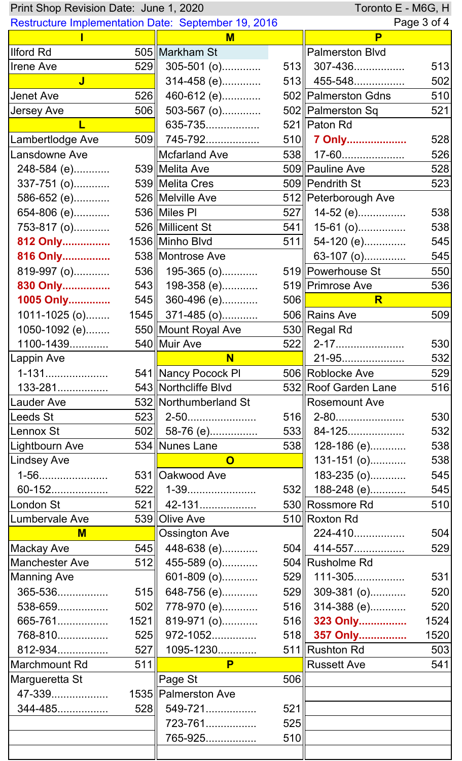Print Shop Revision Date: June 1, 2020 — Toronto E - M6G, H

Restructure Implementation Date: September 19, 2016

| Street | Route |
|---|---|
| **I** | |
| Ilford Rd | 505 |
| Irene Ave | 529 |
| **J** | |
| Jenet Ave | 526 |
| Jersey Ave | 506 |
| **L** | |
| Lambertlodge Ave | 509 |
| Lansdowne Ave | |
| 248-584 (e) | 539 |
| 337-751 (o) | 539 |
| 586-652 (e) | 526 |
| 654-806 (e) | 536 |
| 753-817 (o) | 526 |
| **812 Only** | 1536 |
| **816 Only** | 538 |
| 819-997 (o) | 536 |
| **830 Only** | 543 |
| **1005 Only** | 545 |
| 1011-1025 (o) | 1545 |
| 1050-1092 (e) | 550 |
| 1100-1439 | 540 |
| Lappin Ave | |
| 1-131 | 541 |
| 133-281 | 543 |
| Lauder Ave | 532 |
| Leeds St | 523 |
| Lennox St | 502 |
| Lightbourn Ave | 534 |
| Lindsey Ave | |
| 1-56 | 531 |
| 60-152 | 522 |
| London St | 521 |
| Lumbervale Ave | 539 |
| **M** | |
| Mackay Ave | 545 |
| Manchester Ave | 512 |
| Manning Ave | |
| 365-536 | 515 |
| 538-659 | 502 |
| 665-761 | 1521 |
| 768-810 | 525 |
| 812-934 | 527 |
| Marchmount Rd | 511 |
| Marguerretta St | |
| 47-339 | 1535 |
| 344-485 | 528 |
| Markham St | |
| 305-501 (o) | 513 |
| 314-458 (e) | 513 |
| 460-612 (e) | 502 |
| 503-567 (o) | 502 |
| 635-735 | 521 |
| 745-792 | 510 |
| Mcfarland Ave | 538 |
| Melita Ave | 509 |
| Melita Cres | 509 |
| Melville Ave | 512 |
| Miles Pl | 527 |
| Millicent St | 541 |
| Minho Blvd | 511 |
| Montrose Ave | |
| 195-365 (o) | 519 |
| 198-358 (e) | 519 |
| 360-496 (e) | 506 |
| 371-485 (o) | 506 |
| Mount Royal Ave | 530 |
| Muir Ave | 522 |
| **N** | |
| Nancy Pocock Pl | 506 |
| Northcliffe Blvd | 532 |
| Northumberland St | |
| 2-50 | 516 |
| 58-76 (e) | 533 |
| Nunes Lane | 538 |
| **O** | |
| Oakwood Ave | |
| 1-39 | 532 |
| 42-131 | 530 |
| Olive Ave | 510 |
| Ossington Ave | |
| 448-638 (e) | 504 |
| 455-589 (o) | 504 |
| 601-809 (o) | 529 |
| 648-756 (e) | 529 |
| 778-970 (e) | 516 |
| 819-971 (o) | 516 |
| 972-1052 | 518 |
| 1095-1230 | 511 |
| **P** | |
| Page St | 506 |
| Palmerston Ave | |
| 549-721 | 521 |
| 723-761 | 525 |
| 765-925 | 510 |
| Palmerston Blvd | |
| 307-436 | 513 |
| 455-548 | 502 |
| Palmerston Gdns | 510 |
| Palmerston Sq | 521 |
| Paton Rd | |
| **7 Only** | 528 |
| 17-60 | 526 |
| Pauline Ave | 528 |
| Pendrith St | 523 |
| Peterborough Ave | |
| 14-52 (e) | 538 |
| 15-61 (o) | 538 |
| 54-120 (e) | 545 |
| 63-107 (o) | 545 |
| Powerhouse St | 550 |
| Primrose Ave | 536 |
| **R** | |
| Rains Ave | 509 |
| Regal Rd | |
| 2-17 | 530 |
| 21-95 | 532 |
| Roblocke Ave | 529 |
| Roof Garden Lane | 516 |
| Rosemount Ave | |
| 2-80 | 530 |
| 84-125 | 532 |
| 128-186 (e) | 538 |
| 131-151 (o) | 538 |
| 183-235 (o) | 545 |
| 188-248 (e) | 545 |
| Rossmore Rd | 510 |
| Roxton Rd | |
| 224-410 | 504 |
| 414-557 | 529 |
| Rusholme Rd | |
| 111-305 | 531 |
| 309-381 (o) | 520 |
| 314-388 (e) | 520 |
| **323 Only** | 1524 |
| **357 Only** | 1520 |
| Rushton Rd | 503 |
| Russett Ave | 541 |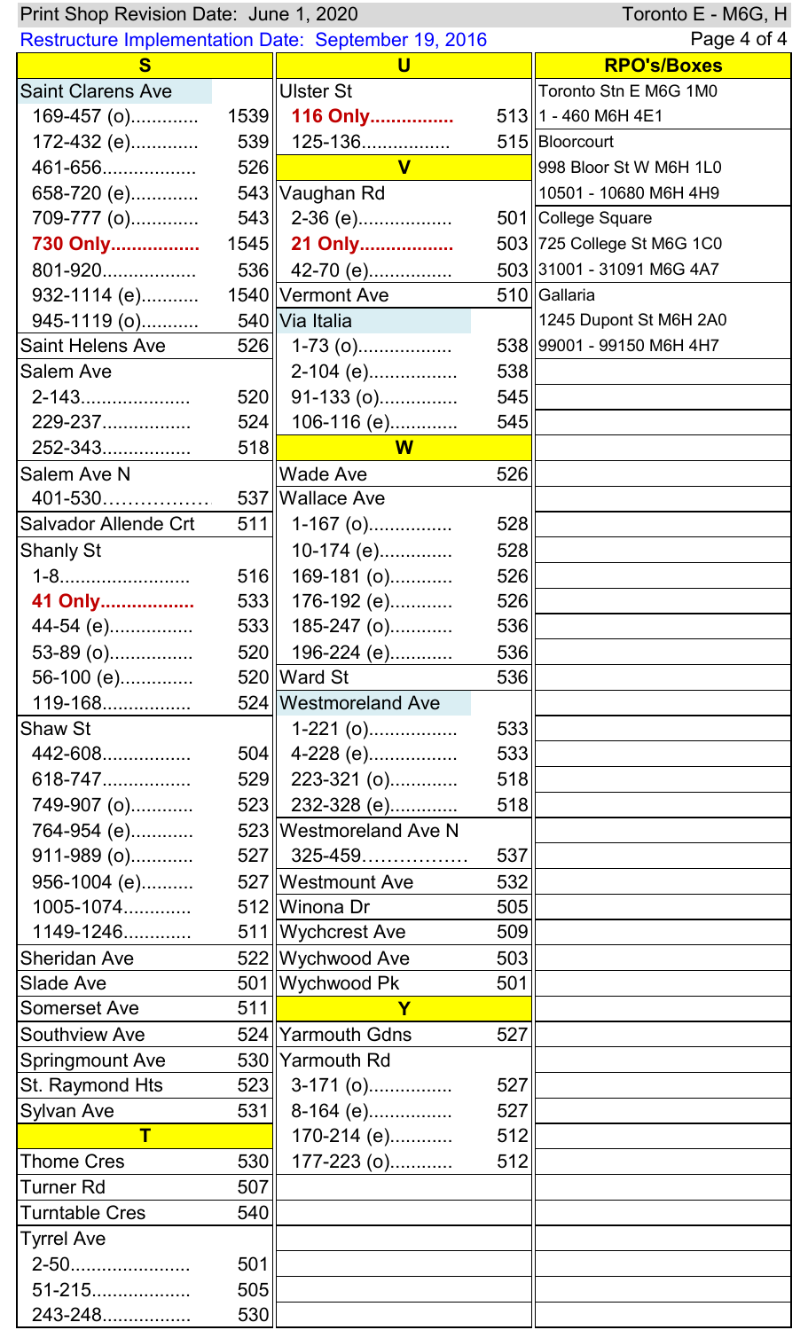Print Shop Revision Date: June 1, 2020 — Toronto E - M6G, H

Restructure Implementation Date: September 19, 2016

## S

| Street | Range | Route |
|---|---|---|
| Saint Clarens Ave | | |
| | 169-457 (o) | 1539 |
| | 172-432 (e) | 539 |
| | 461-656 | 526 |
| | 658-720 (e) | 543 |
| | 709-777 (o) | 543 |
| | **730 Only** | 1545 |
| | 801-920 | 536 |
| | 932-1114 (e) | 1540 |
| | 945-1119 (o) | 540 |
| Saint Helens Ave | | 526 |
| Salem Ave | | |
| | 2-143 | 520 |
| | 229-237 | 524 |
| | 252-343 | 518 |
| Salem Ave N | | |
| | 401-530 | 537 |
| Salvador Allende Crt | | 511 |
| Shanly St | | |
| | 1-8 | 516 |
| | **41 Only** | 533 |
| | 44-54 (e) | 533 |
| | 53-89 (o) | 520 |
| | 56-100 (e) | 520 |
| | 119-168 | 524 |
| Shaw St | | |
| | 442-608 | 504 |
| | 618-747 | 529 |
| | 749-907 (o) | 523 |
| | 764-954 (e) | 523 |
| | 911-989 (o) | 527 |
| | 956-1004 (e) | 527 |
| | 1005-1074 | 512 |
| | 1149-1246 | 511 |
| Sheridan Ave | | 522 |
| Slade Ave | | 501 |
| Somerset Ave | | 511 |
| Southview Ave | | 524 |
| Springmount Ave | | 530 |
| St. Raymond Hts | | 523 |
| Sylvan Ave | | 531 |

## T

| Street | Range | Route |
|---|---|---|
| Thome Cres | | 530 |
| Turner Rd | | 507 |
| Turntable Cres | | 540 |
| Tyrrel Ave | | |
| | 2-50 | 501 |
| | 51-215 | 505 |
| | 243-248 | 530 |

## U

| Street | Range | Route |
|---|---|---|
| Ulster St | | |
| | **116 Only** | 513 |
| | 125-136 | 515 |

## V

| Street | Range | Route |
|---|---|---|
| Vaughan Rd | | |
| | 2-36 (e) | 501 |
| | **21 Only** | 503 |
| | 42-70 (e) | 503 |
| Vermont Ave | | 510 |
| Via Italia | | |
| | 1-73 (o) | 538 |
| | 2-104 (e) | 538 |
| | 91-133 (o) | 545 |
| | 106-116 (e) | 545 |

## W

| Street | Range | Route |
|---|---|---|
| Wade Ave | | 526 |
| Wallace Ave | | |
| | 1-167 (o) | 528 |
| | 10-174 (e) | 528 |
| | 169-181 (o) | 526 |
| | 176-192 (e) | 526 |
| | 185-247 (o) | 536 |
| | 196-224 (e) | 536 |
| Ward St | | 536 |
| Westmoreland Ave | | |
| | 1-221 (o) | 533 |
| | 4-228 (e) | 533 |
| | 223-321 (o) | 518 |
| | 232-328 (e) | 518 |
| Westmoreland Ave N | | |
| | 325-459 | 537 |
| Westmount Ave | | 532 |
| Winona Dr | | 505 |
| Wychcrest Ave | | 509 |
| Wychwood Ave | | 503 |
| Wychwood Pk | | 501 |

## Y

| Street | Range | Route |
|---|---|---|
| Yarmouth Gdns | | 527 |
| Yarmouth Rd | | |
| | 3-171 (o) | 527 |
| | 8-164 (e) | 527 |
| | 170-214 (e) | 512 |
| | 177-223 (o) | 512 |

## RPO's/Boxes

| RPO's/Boxes |
|---|
| Toronto Stn E M6G 1M0 |
| 1 - 460 M6H 4E1 |
| Bloorcourt |
| 998 Bloor St W M6H 1L0 |
| 10501 - 10680 M6H 4H9 |
| College Square |
| 725 College St M6G 1C0 |
| 31001 - 31091 M6G 4A7 |
| Gallaria |
| 1245 Dupont St M6H 2A0 |
| 99001 - 99150 M6H 4H7 |